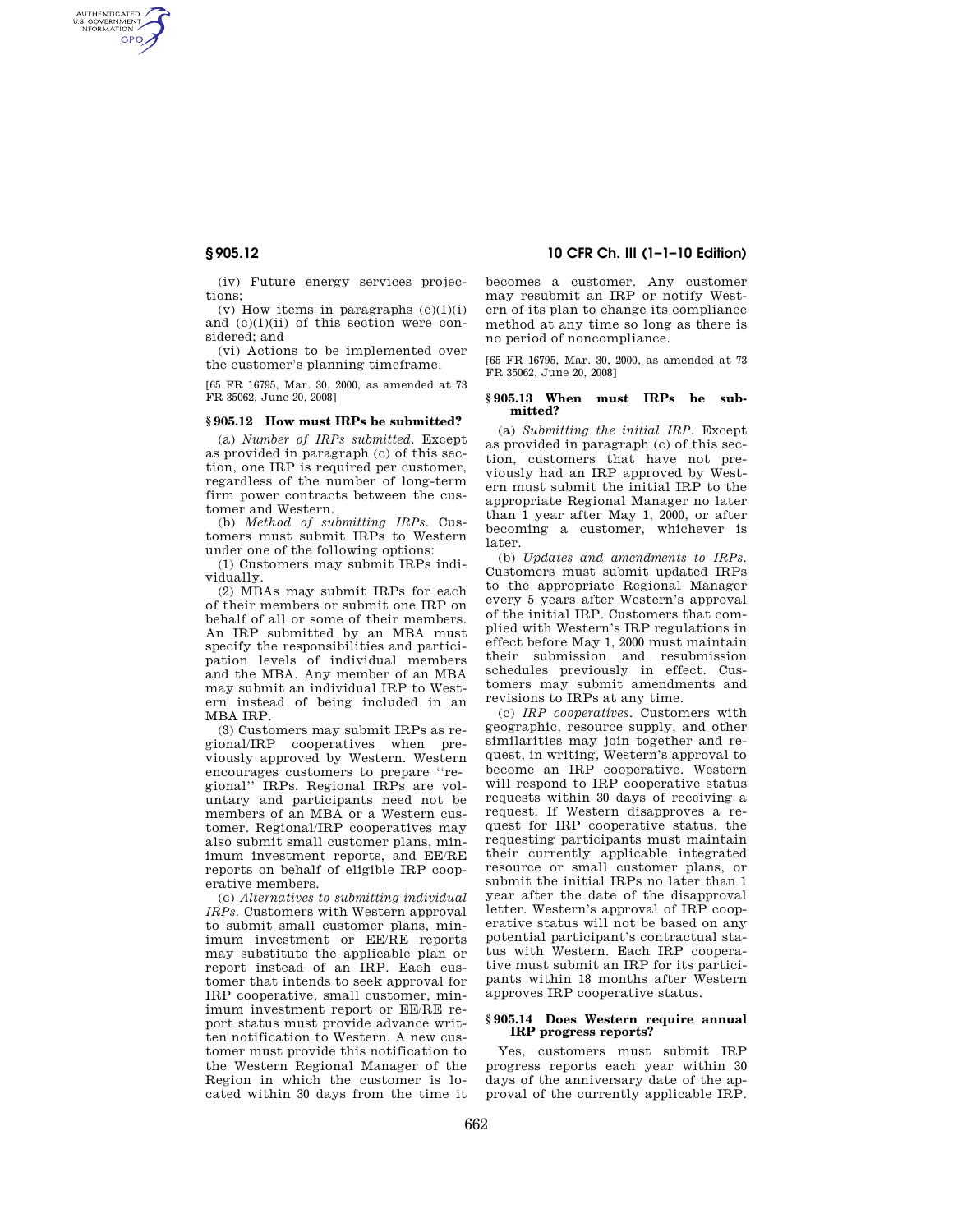(iv) Future energy services projections;

(v) How items in paragraphs (c)(1)(i) and (c)(1)(ii) of this section were considered; and

(vi) Actions to be implemented over the customer's planning timeframe.

[65 FR 16795, Mar. 30, 2000, as amended at 73 FR 35062, June 20, 2008]

## § 905.12 How must IRPs be submitted?

(a) *Number of IRPs submitted.* Except as provided in paragraph (c) of this section, one IRP is required per customer, regardless of the number of long-term firm power contracts between the customer and Western.

(b) *Method of submitting IRPs.* Customers must submit IRPs to Western under one of the following options:

(1) Customers may submit IRPs individually.

(2) MBAs may submit IRPs for each of their members or submit one IRP on behalf of all or some of their members. An IRP submitted by an MBA must specify the responsibilities and participation levels of individual members and the MBA. Any member of an MBA may submit an individual IRP to Western instead of being included in an MBA IRP.

(3) Customers may submit IRPs as regional/IRP cooperatives when previously approved by Western. Western encourages customers to prepare ''regional'' IRPs. Regional IRPs are voluntary and participants need not be members of an MBA or a Western customer. Regional/IRP cooperatives may also submit small customer plans, minimum investment reports, and EE/RE reports on behalf of eligible IRP cooperative members.

(c) *Alternatives to submitting individual IRPs.* Customers with Western approval to submit small customer plans, minimum investment or EE/RE reports may substitute the applicable plan or report instead of an IRP. Each customer that intends to seek approval for IRP cooperative, small customer, minimum investment report or EE/RE report status must provide advance written notification to Western. A new customer must provide this notification to the Western Regional Manager of the Region in which the customer is located within 30 days from the time it becomes a customer. Any customer may resubmit an IRP or notify Western of its plan to change its compliance method at any time so long as there is no period of noncompliance.

[65 FR 16795, Mar. 30, 2000, as amended at 73 FR 35062, June 20, 2008]

## § 905.13 When must IRPs be submitted?

(a) *Submitting the initial IRP.* Except as provided in paragraph (c) of this section, customers that have not previously had an IRP approved by Western must submit the initial IRP to the appropriate Regional Manager no later than 1 year after May 1, 2000, or after becoming a customer, whichever is later.

(b) *Updates and amendments to IRPs.* Customers must submit updated IRPs to the appropriate Regional Manager every 5 years after Western's approval of the initial IRP. Customers that complied with Western's IRP regulations in effect before May 1, 2000 must maintain their submission and resubmission schedules previously in effect. Customers may submit amendments and revisions to IRPs at any time.

(c) *IRP cooperatives.* Customers with geographic, resource supply, and other similarities may join together and request, in writing, Western's approval to become an IRP cooperative. Western will respond to IRP cooperative status requests within 30 days of receiving a request. If Western disapproves a request for IRP cooperative status, the requesting participants must maintain their currently applicable integrated resource or small customer plans, or submit the initial IRPs no later than 1 year after the date of the disapproval letter. Western's approval of IRP cooperative status will not be based on any potential participant's contractual status with Western. Each IRP cooperative must submit an IRP for its participants within 18 months after Western approves IRP cooperative status.

## § 905.14 Does Western require annual IRP progress reports?

Yes, customers must submit IRP progress reports each year within 30 days of the anniversary date of the approval of the currently applicable IRP.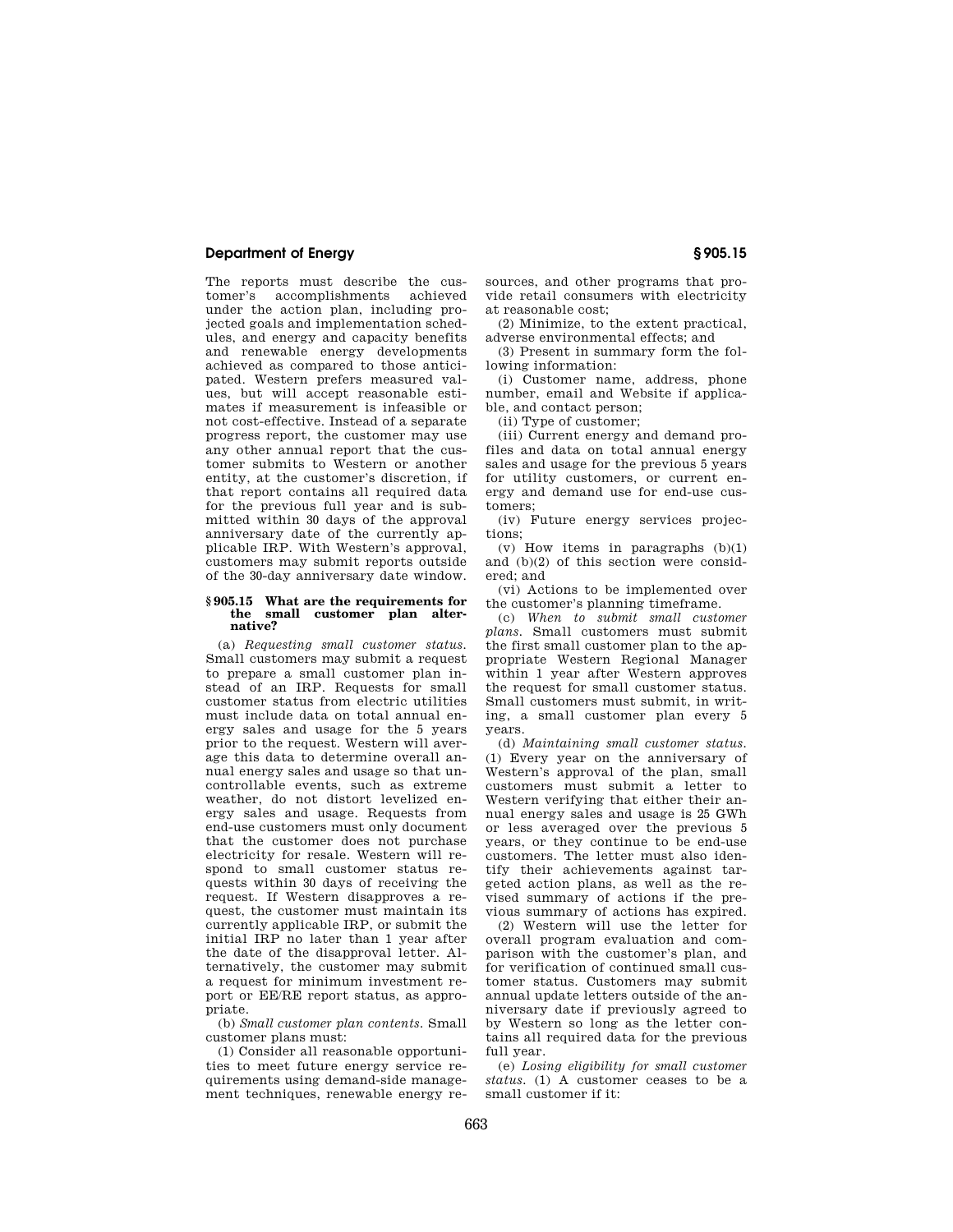The reports must describe the customer's accomplishments achieved under the action plan, including projected goals and implementation schedules, and energy and capacity benefits and renewable energy developments achieved as compared to those anticipated. Western prefers measured values, but will accept reasonable estimates if measurement is infeasible or not cost-effective. Instead of a separate progress report, the customer may use any other annual report that the customer submits to Western or another entity, at the customer's discretion, if that report contains all required data for the previous full year and is submitted within 30 days of the approval anniversary date of the currently applicable IRP. With Western's approval, customers may submit reports outside of the 30-day anniversary date window.

### § 905.15 What are the requirements for the small customer plan alternative?

(a) *Requesting small customer status.* Small customers may submit a request to prepare a small customer plan instead of an IRP. Requests for small customer status from electric utilities must include data on total annual energy sales and usage for the 5 years prior to the request. Western will average this data to determine overall annual energy sales and usage so that uncontrollable events, such as extreme weather, do not distort levelized energy sales and usage. Requests from end-use customers must only document that the customer does not purchase electricity for resale. Western will respond to small customer status requests within 30 days of receiving the request. If Western disapproves a request, the customer must maintain its currently applicable IRP, or submit the initial IRP no later than 1 year after the date of the disapproval letter. Alternatively, the customer may submit a request for minimum investment report or EE/RE report status, as appropriate.

(b) *Small customer plan contents.* Small customer plans must:

(1) Consider all reasonable opportunities to meet future energy service requirements using demand-side management techniques, renewable energy resources, and other programs that provide retail consumers with electricity at reasonable cost;

(2) Minimize, to the extent practical, adverse environmental effects; and

(3) Present in summary form the following information:

(i) Customer name, address, phone number, email and Website if applicable, and contact person;

(ii) Type of customer;

(iii) Current energy and demand profiles and data on total annual energy sales and usage for the previous 5 years for utility customers, or current energy and demand use for end-use customers;

(iv) Future energy services projections;

(v) How items in paragraphs (b)(1) and (b)(2) of this section were considered; and

(vi) Actions to be implemented over the customer's planning timeframe.

(c) *When to submit small customer plans.* Small customers must submit the first small customer plan to the appropriate Western Regional Manager within 1 year after Western approves the request for small customer status. Small customers must submit, in writing, a small customer plan every 5 years.

(d) *Maintaining small customer status.* (1) Every year on the anniversary of Western's approval of the plan, small customers must submit a letter to Western verifying that either their annual energy sales and usage is 25 GWh or less averaged over the previous 5 years, or they continue to be end-use customers. The letter must also identify their achievements against targeted action plans, as well as the revised summary of actions if the previous summary of actions has expired.

(2) Western will use the letter for overall program evaluation and comparison with the customer's plan, and for verification of continued small customer status. Customers may submit annual update letters outside of the anniversary date if previously agreed to by Western so long as the letter contains all required data for the previous full year.

(e) *Losing eligibility for small customer status.* (1) A customer ceases to be a small customer if it: